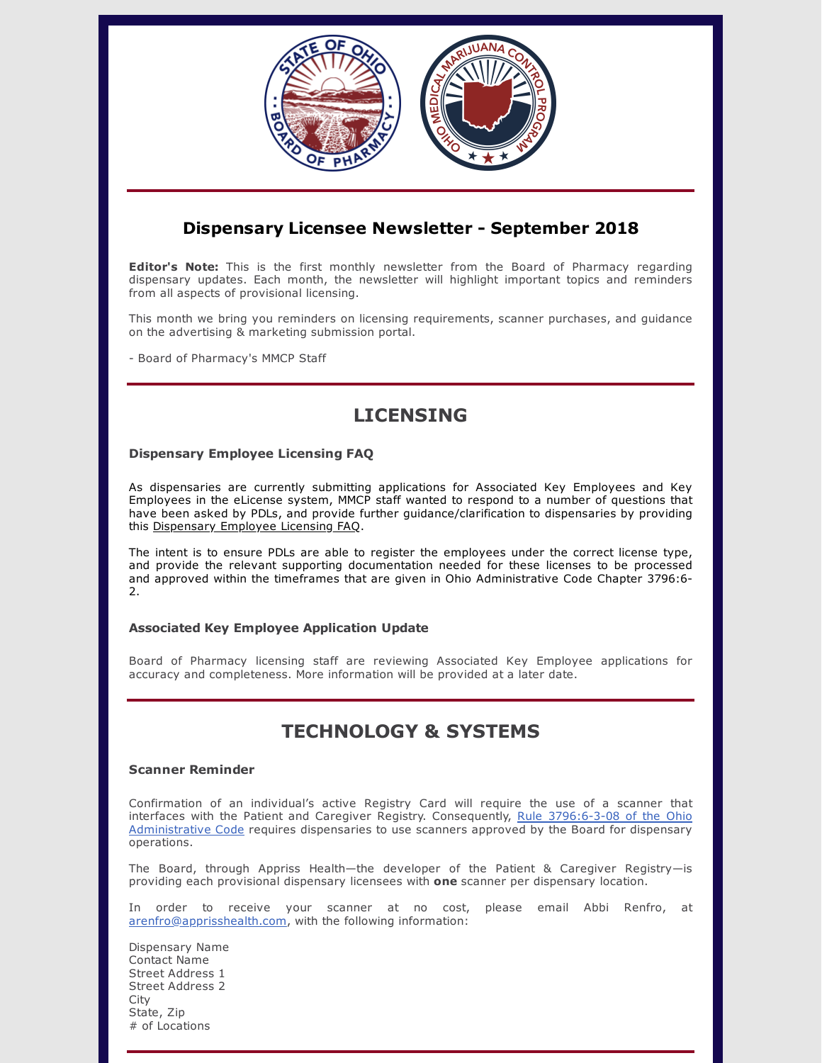## Dispensary Licensee Newsletter - September 2018

**Editor's Note:** This is the first monthly newsletter from the Board of Pharmacy regarding dispensary updates. Each month, the newsletter will highlight important topics and reminders from all aspects of provisional licensing.

This month we bring you reminders on licensing requirements, scanner purchases, and guidance on the advertising & marketing submission portal.

- Board of Pharmacy's MMCP Staff

# LICENSING

### Dispensary Employee Licensing FAQ

As dispensaries are currently submitting applications for Associated Key Employees and Key Employees in the eLicense system, MMCP staff wanted to respond to a number of questions that have been asked by PDLs, and provide further guidance/clarification to dispensaries by providing this Dispensary Employee Licensing FAQ.

The intent is to ensure PDLs are able to register the employees under the correct license type, and provide the relevant supporting documentation needed for these licenses to be processed and approved within the timeframes that are given in Ohio Administrative Code Chapter 3796:6-2.

### Associated Key Employee Application Update

Board of Pharmacy licensing staff are reviewing Associated Key Employee applications for accuracy and completeness. More information will be provided at a later date.

# TECHNOLOGY & SYSTEMS

### Scanner Reminder

Confirmation of an individual's active Registry Card will require the use of a scanner that interfaces with the Patient and Caregiver Registry. Consequently, Rule 3796:6-3-08 of the Ohio Administrative Code requires dispensaries to use scanners approved by the Board for dispensary operations.

The Board, through Appriss Health—the developer of the Patient & Caregiver Registry—is providing each provisional dispensary licensees with **one** scanner per dispensary location.

In order to receive your scanner at no cost, please email Abbi Renfro, at arenfro@apprisshealth.com, with the following information:

Dispensary Name
Contact Name
Street Address 1
Street Address 2
City
State, Zip
# of Locations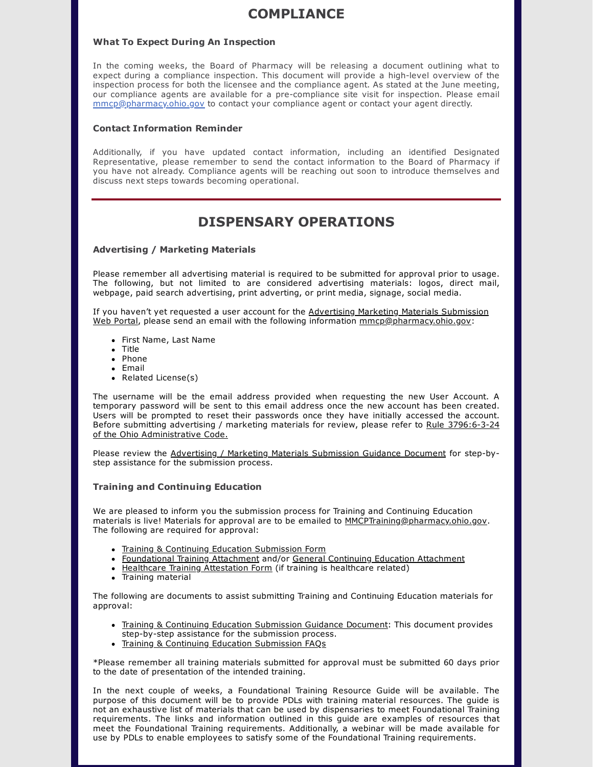# COMPLIANCE

### What To Expect During An Inspection

In the coming weeks, the Board of Pharmacy will be releasing a document outlining what to expect during a compliance inspection. This document will provide a high-level overview of the inspection process for both the licensee and the compliance agent. As stated at the June meeting, our compliance agents are available for a pre-compliance site visit for inspection. Please email mmcp@pharmacy.ohio.gov to contact your compliance agent or contact your agent directly.

### Contact Information Reminder

Additionally, if you have updated contact information, including an identified Designated Representative, please remember to send the contact information to the Board of Pharmacy if you have not already. Compliance agents will be reaching out soon to introduce themselves and discuss next steps towards becoming operational.

---

# DISPENSARY OPERATIONS

### Advertising / Marketing Materials

Please remember all advertising material is required to be submitted for approval prior to usage. The following, but not limited to are considered advertising materials: logos, direct mail, webpage, paid search advertising, print adverting, or print media, signage, social media.

If you haven't yet requested a user account for the Advertising Marketing Materials Submission Web Portal, please send an email with the following information mmcp@pharmacy.ohio.gov:

- First Name, Last Name
- Title
- Phone
- Email
- Related License(s)

The username will be the email address provided when requesting the new User Account. A temporary password will be sent to this email address once the new account has been created. Users will be prompted to reset their passwords once they have initially accessed the account. Before submitting advertising / marketing materials for review, please refer to Rule 3796:6-3-24 of the Ohio Administrative Code.

Please review the Advertising / Marketing Materials Submission Guidance Document for step-by-step assistance for the submission process.

### Training and Continuing Education

We are pleased to inform you the submission process for Training and Continuing Education materials is live! Materials for approval are to be emailed to MMCPTraining@pharmacy.ohio.gov. The following are required for approval:

- Training & Continuing Education Submission Form
- Foundational Training Attachment and/or General Continuing Education Attachment
- Healthcare Training Attestation Form (if training is healthcare related)
- Training material

The following are documents to assist submitting Training and Continuing Education materials for approval:

- Training & Continuing Education Submission Guidance Document: This document provides step-by-step assistance for the submission process.
- Training & Continuing Education Submission FAQs

*Please remember all training materials submitted for approval must be submitted 60 days prior to the date of presentation of the intended training.

In the next couple of weeks, a Foundational Training Resource Guide will be available. The purpose of this document will be to provide PDLs with training material resources. The guide is not an exhaustive list of materials that can be used by dispensaries to meet Foundational Training requirements. The links and information outlined in this guide are examples of resources that meet the Foundational Training requirements. Additionally, a webinar will be made available for use by PDLs to enable employees to satisfy some of the Foundational Training requirements.